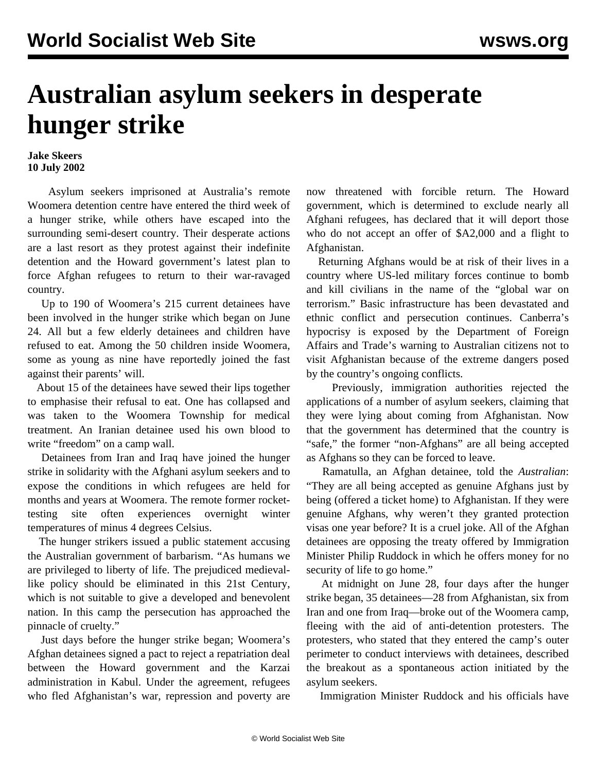# Australian asylum seekers in desperate hunger strike

**Jake Skeers**
**10 July 2002**

Asylum seekers imprisoned at Australia's remote Woomera detention centre have entered the third week of a hunger strike, while others have escaped into the surrounding semi-desert country. Their desperate actions are a last resort as they protest against their indefinite detention and the Howard government's latest plan to force Afghan refugees to return to their war-ravaged country.

Up to 190 of Woomera's 215 current detainees have been involved in the hunger strike which began on June 24. All but a few elderly detainees and children have refused to eat. Among the 50 children inside Woomera, some as young as nine have reportedly joined the fast against their parents' will.

About 15 of the detainees have sewed their lips together to emphasise their refusal to eat. One has collapsed and was taken to the Woomera Township for medical treatment. An Iranian detainee used his own blood to write "freedom" on a camp wall.

Detainees from Iran and Iraq have joined the hunger strike in solidarity with the Afghani asylum seekers and to expose the conditions in which refugees are held for months and years at Woomera. The remote former rocket-testing site often experiences overnight winter temperatures of minus 4 degrees Celsius.

The hunger strikers issued a public statement accusing the Australian government of barbarism. "As humans we are privileged to liberty of life. The prejudiced medieval-like policy should be eliminated in this 21st Century, which is not suitable to give a developed and benevolent nation. In this camp the persecution has approached the pinnacle of cruelty."

Just days before the hunger strike began; Woomera's Afghan detainees signed a pact to reject a repatriation deal between the Howard government and the Karzai administration in Kabul. Under the agreement, refugees who fled Afghanistan's war, repression and poverty are now threatened with forcible return. The Howard government, which is determined to exclude nearly all Afghani refugees, has declared that it will deport those who do not accept an offer of $A2,000 and a flight to Afghanistan.

Returning Afghans would be at risk of their lives in a country where US-led military forces continue to bomb and kill civilians in the name of the "global war on terrorism." Basic infrastructure has been devastated and ethnic conflict and persecution continues. Canberra's hypocrisy is exposed by the Department of Foreign Affairs and Trade's warning to Australian citizens not to visit Afghanistan because of the extreme dangers posed by the country's ongoing conflicts.

Previously, immigration authorities rejected the applications of a number of asylum seekers, claiming that they were lying about coming from Afghanistan. Now that the government has determined that the country is "safe," the former "non-Afghans" are all being accepted as Afghans so they can be forced to leave.

Ramatulla, an Afghan detainee, told the *Australian*: "They are all being accepted as genuine Afghans just by being (offered a ticket home) to Afghanistan. If they were genuine Afghans, why weren't they granted protection visas one year before? It is a cruel joke. All of the Afghan detainees are opposing the treaty offered by Immigration Minister Philip Ruddock in which he offers money for no security of life to go home."

At midnight on June 28, four days after the hunger strike began, 35 detainees—28 from Afghanistan, six from Iran and one from Iraq—broke out of the Woomera camp, fleeing with the aid of anti-detention protesters. The protesters, who stated that they entered the camp's outer perimeter to conduct interviews with detainees, described the breakout as a spontaneous action initiated by the asylum seekers.

Immigration Minister Ruddock and his officials have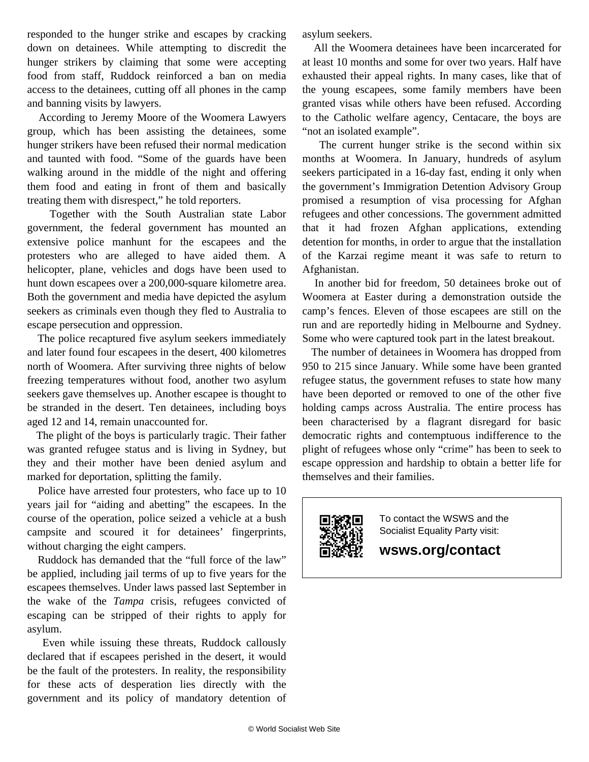responded to the hunger strike and escapes by cracking down on detainees. While attempting to discredit the hunger strikers by claiming that some were accepting food from staff, Ruddock reinforced a ban on media access to the detainees, cutting off all phones in the camp and banning visits by lawyers.

According to Jeremy Moore of the Woomera Lawyers group, which has been assisting the detainees, some hunger strikers have been refused their normal medication and taunted with food. "Some of the guards have been walking around in the middle of the night and offering them food and eating in front of them and basically treating them with disrespect," he told reporters.

Together with the South Australian state Labor government, the federal government has mounted an extensive police manhunt for the escapees and the protesters who are alleged to have aided them. A helicopter, plane, vehicles and dogs have been used to hunt down escapees over a 200,000-square kilometre area. Both the government and media have depicted the asylum seekers as criminals even though they fled to Australia to escape persecution and oppression.

The police recaptured five asylum seekers immediately and later found four escapees in the desert, 400 kilometres north of Woomera. After surviving three nights of below freezing temperatures without food, another two asylum seekers gave themselves up. Another escapee is thought to be stranded in the desert. Ten detainees, including boys aged 12 and 14, remain unaccounted for.

The plight of the boys is particularly tragic. Their father was granted refugee status and is living in Sydney, but they and their mother have been denied asylum and marked for deportation, splitting the family.

Police have arrested four protesters, who face up to 10 years jail for "aiding and abetting" the escapees. In the course of the operation, police seized a vehicle at a bush campsite and scoured it for detainees' fingerprints, without charging the eight campers.

Ruddock has demanded that the "full force of the law" be applied, including jail terms of up to five years for the escapees themselves. Under laws passed last September in the wake of the *Tampa* crisis, refugees convicted of escaping can be stripped of their rights to apply for asylum.

Even while issuing these threats, Ruddock callously declared that if escapees perished in the desert, it would be the fault of the protesters. In reality, the responsibility for these acts of desperation lies directly with the government and its policy of mandatory detention of asylum seekers.

All the Woomera detainees have been incarcerated for at least 10 months and some for over two years. Half have exhausted their appeal rights. In many cases, like that of the young escapees, some family members have been granted visas while others have been refused. According to the Catholic welfare agency, Centacare, the boys are "not an isolated example".

The current hunger strike is the second within six months at Woomera. In January, hundreds of asylum seekers participated in a 16-day fast, ending it only when the government's Immigration Detention Advisory Group promised a resumption of visa processing for Afghan refugees and other concessions. The government admitted that it had frozen Afghan applications, extending detention for months, in order to argue that the installation of the Karzai regime meant it was safe to return to Afghanistan.

In another bid for freedom, 50 detainees broke out of Woomera at Easter during a demonstration outside the camp's fences. Eleven of those escapees are still on the run and are reportedly hiding in Melbourne and Sydney. Some who were captured took part in the latest breakout.

The number of detainees in Woomera has dropped from 950 to 215 since January. While some have been granted refugee status, the government refuses to state how many have been deported or removed to one of the other five holding camps across Australia. The entire process has been characterised by a flagrant disregard for basic democratic rights and contemptuous indifference to the plight of refugees whose only "crime" has been to seek to escape oppression and hardship to obtain a better life for themselves and their families.

To contact the WSWS and the Socialist Equality Party visit:

**wsws.org/contact**